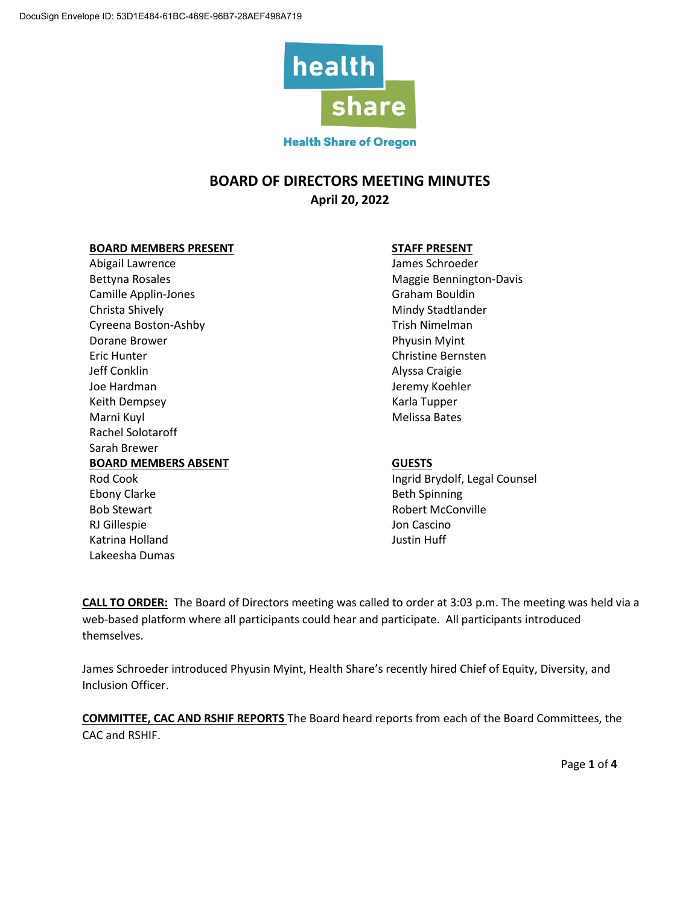DocuSign Envelope ID: 53D1E484-61BC-469E-96B7-28AEF498A719

Health Share of Oregon

# BOARD OF DIRECTORS MEETING MINUTES

**April 20, 2022**

**BOARD MEMBERS PRESENT**
Abigail Lawrence
Bettyna Rosales
Camille Applin-Jones
Christa Shively
Cyreena Boston-Ashby
Dorane Brower
Eric Hunter
Jeff Conklin
Joe Hardman
Keith Dempsey
Marni Kuyl
Rachel Solotaroff
Sarah Brewer

**BOARD MEMBERS ABSENT**
Rod Cook
Ebony Clarke
Bob Stewart
RJ Gillespie
Katrina Holland
Lakeesha Dumas

**STAFF PRESENT**
James Schroeder
Maggie Bennington-Davis
Graham Bouldin
Mindy Stadtlander
Trish Nimelman
Phyusin Myint
Christine Bernsten
Alyssa Craigie
Jeremy Koehler
Karla Tupper
Melissa Bates

**GUESTS**
Ingrid Brydolf, Legal Counsel
Beth Spinning
Robert McConville
Jon Cascino
Justin Huff

**CALL TO ORDER:** The Board of Directors meeting was called to order at 3:03 p.m. The meeting was held via a web-based platform where all participants could hear and participate. All participants introduced themselves.

James Schroeder introduced Phyusin Myint, Health Share's recently hired Chief of Equity, Diversity, and Inclusion Officer.

**COMMITTEE, CAC AND RSHIF REPORTS** The Board heard reports from each of the Board Committees, the CAC and RSHIF.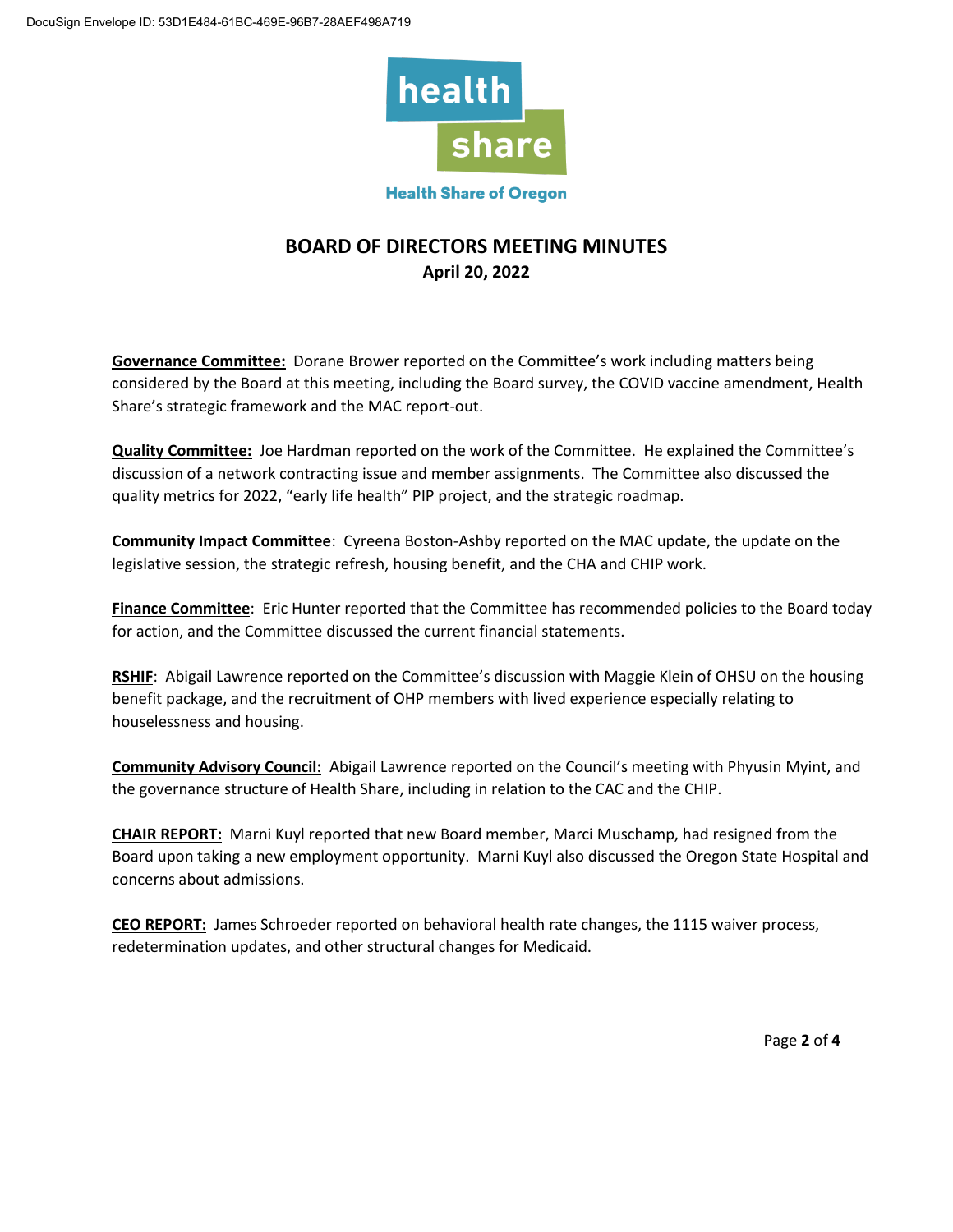**BOARD OF DIRECTORS MEETING MINUTES**
**April 20, 2022**

**Governance Committee:** Dorane Brower reported on the Committee's work including matters being considered by the Board at this meeting, including the Board survey, the COVID vaccine amendment, Health Share's strategic framework and the MAC report-out.

**Quality Committee:** Joe Hardman reported on the work of the Committee. He explained the Committee's discussion of a network contracting issue and member assignments. The Committee also discussed the quality metrics for 2022, "early life health" PIP project, and the strategic roadmap.

**Community Impact Committee**: Cyreena Boston-Ashby reported on the MAC update, the update on the legislative session, the strategic refresh, housing benefit, and the CHA and CHIP work.

**Finance Committee**: Eric Hunter reported that the Committee has recommended policies to the Board today for action, and the Committee discussed the current financial statements.

**RSHIF**: Abigail Lawrence reported on the Committee's discussion with Maggie Klein of OHSU on the housing benefit package, and the recruitment of OHP members with lived experience especially relating to houselessness and housing.

**Community Advisory Council:** Abigail Lawrence reported on the Council's meeting with Phyusin Myint, and the governance structure of Health Share, including in relation to the CAC and the CHIP.

**CHAIR REPORT:** Marni Kuyl reported that new Board member, Marci Muschamp, had resigned from the Board upon taking a new employment opportunity. Marni Kuyl also discussed the Oregon State Hospital and concerns about admissions.

**CEO REPORT:** James Schroeder reported on behavioral health rate changes, the 1115 waiver process, redetermination updates, and other structural changes for Medicaid.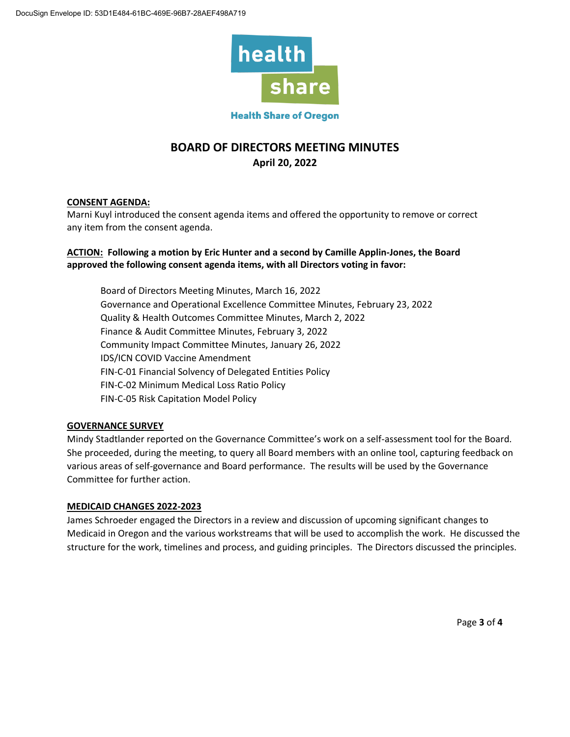DocuSign Envelope ID: 53D1E484-61BC-469E-96B7-28AEF498A719

health share

Health Share of Oregon

# BOARD OF DIRECTORS MEETING MINUTES

**April 20, 2022**

**CONSENT AGENDA:**

Marni Kuyl introduced the consent agenda items and offered the opportunity to remove or correct any item from the consent agenda.

**ACTION: Following a motion by Eric Hunter and a second by Camille Applin-Jones, the Board approved the following consent agenda items, with all Directors voting in favor:**

- Board of Directors Meeting Minutes, March 16, 2022
- Governance and Operational Excellence Committee Minutes, February 23, 2022
- Quality & Health Outcomes Committee Minutes, March 2, 2022
- Finance & Audit Committee Minutes, February 3, 2022
- Community Impact Committee Minutes, January 26, 2022
- IDS/ICN COVID Vaccine Amendment
- FIN-C-01 Financial Solvency of Delegated Entities Policy
- FIN-C-02 Minimum Medical Loss Ratio Policy
- FIN-C-05 Risk Capitation Model Policy

**GOVERNANCE SURVEY**

Mindy Stadtlander reported on the Governance Committee's work on a self-assessment tool for the Board. She proceeded, during the meeting, to query all Board members with an online tool, capturing feedback on various areas of self-governance and Board performance. The results will be used by the Governance Committee for further action.

**MEDICAID CHANGES 2022-2023**

James Schroeder engaged the Directors in a review and discussion of upcoming significant changes to Medicaid in Oregon and the various workstreams that will be used to accomplish the work. He discussed the structure for the work, timelines and process, and guiding principles. The Directors discussed the principles.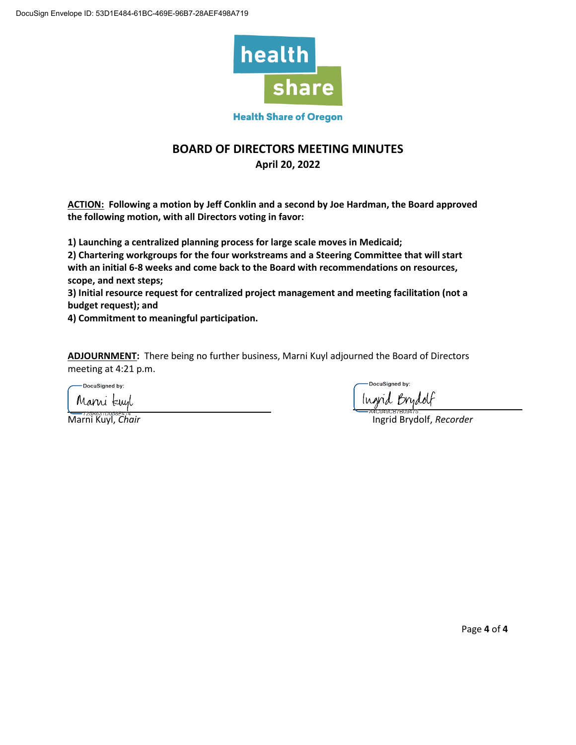DocuSign Envelope ID: 53D1E484-61BC-469E-96B7-28AEF498A719

health share

Health Share of Oregon

## BOARD OF DIRECTORS MEETING MINUTES

**April 20, 2022**

**ACTION: Following a motion by Jeff Conklin and a second by Joe Hardman, the Board approved the following motion, with all Directors voting in favor:**

**1) Launching a centralized planning process for large scale moves in Medicaid;**
**2) Chartering workgroups for the four workstreams and a Steering Committee that will start with an initial 6-8 weeks and come back to the Board with recommendations on resources, scope, and next steps;**
**3) Initial resource request for centralized project management and meeting facilitation (not a budget request); and**
**4) Commitment to meaningful participation.**

**ADJOURNMENT:** There being no further business, Marni Kuyl adjourned the Board of Directors meeting at 4:21 p.m.

DocuSigned by:
Marni Kuyl
725A631D058E414
Marni Kuyl, *Chair*

DocuSigned by:
Ingrid Brydolf
A4C049CB7B09475
Ingrid Brydolf, *Recorder*